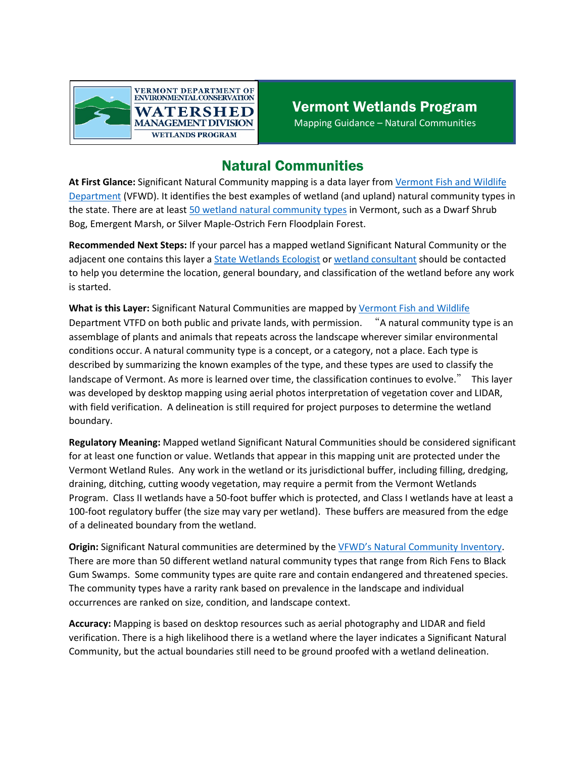VERMONT DEPARTMENT OF ENVIRONMENTAL CONSERVATION
WATERSHED MANAGEMENT DIVISION
WETLANDS PROGRAM

**Vermont Wetlands Program**
Mapping Guidance – Natural Communities

# Natural Communities

**At First Glance:** Significant Natural Community mapping is a data layer from Vermont Fish and Wildlife Department (VFWD). It identifies the best examples of wetland (and upland) natural community types in the state. There are at least 50 wetland natural community types in Vermont, such as a Dwarf Shrub Bog, Emergent Marsh, or Silver Maple-Ostrich Fern Floodplain Forest.

**Recommended Next Steps:** If your parcel has a mapped wetland Significant Natural Community or the adjacent one contains this layer a State Wetlands Ecologist or wetland consultant should be contacted to help you determine the location, general boundary, and classification of the wetland before any work is started.

**What is this Layer:** Significant Natural Communities are mapped by Vermont Fish and Wildlife Department VTFD on both public and private lands, with permission. "A natural community type is an assemblage of plants and animals that repeats across the landscape wherever similar environmental conditions occur. A natural community type is a concept, or a category, not a place. Each type is described by summarizing the known examples of the type, and these types are used to classify the landscape of Vermont. As more is learned over time, the classification continues to evolve." This layer was developed by desktop mapping using aerial photos interpretation of vegetation cover and LIDAR, with field verification. A delineation is still required for project purposes to determine the wetland boundary.

**Regulatory Meaning:** Mapped wetland Significant Natural Communities should be considered significant for at least one function or value. Wetlands that appear in this mapping unit are protected under the Vermont Wetland Rules. Any work in the wetland or its jurisdictional buffer, including filling, dredging, draining, ditching, cutting woody vegetation, may require a permit from the Vermont Wetlands Program. Class II wetlands have a 50-foot buffer which is protected, and Class I wetlands have at least a 100-foot regulatory buffer (the size may vary per wetland). These buffers are measured from the edge of a delineated boundary from the wetland.

**Origin:** Significant Natural communities are determined by the VFWD's Natural Community Inventory. There are more than 50 different wetland natural community types that range from Rich Fens to Black Gum Swamps. Some community types are quite rare and contain endangered and threatened species. The community types have a rarity rank based on prevalence in the landscape and individual occurrences are ranked on size, condition, and landscape context.

**Accuracy:** Mapping is based on desktop resources such as aerial photography and LIDAR and field verification. There is a high likelihood there is a wetland where the layer indicates a Significant Natural Community, but the actual boundaries still need to be ground proofed with a wetland delineation.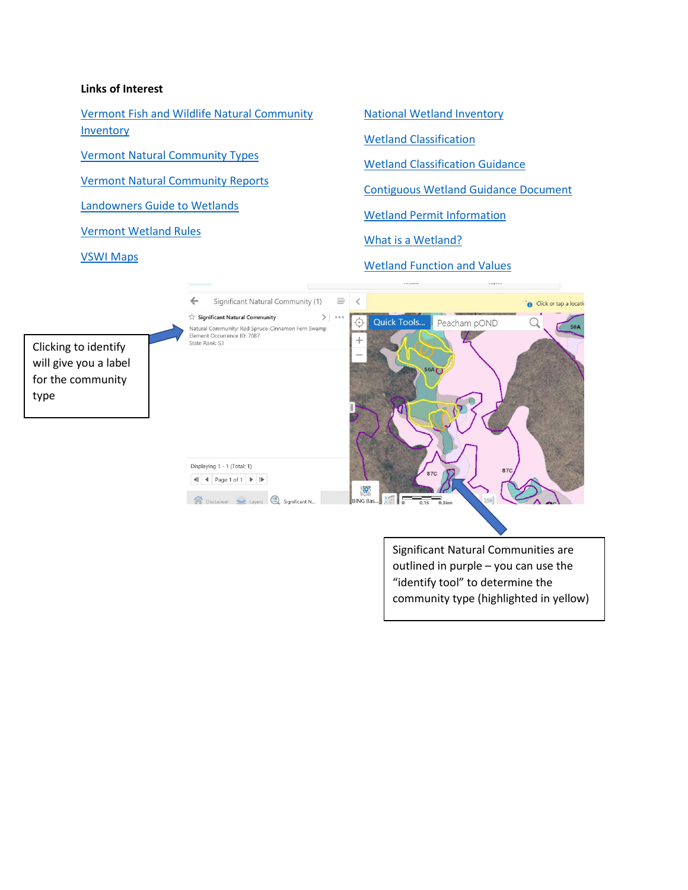**Links of Interest**

- Vermont Fish and Wildlife Natural Community Inventory
- Vermont Natural Community Types
- Vermont Natural Community Reports
- Landowners Guide to Wetlands
- Vermont Wetland Rules
- VSWI Maps
- National Wetland Inventory
- Wetland Classification
- Wetland Classification Guidance
- Contiguous Wetland Guidance Document
- Wetland Permit Information
- What is a Wetland?
- Wetland Function and Values

Clicking to identify will give you a label for the community type

Significant Natural Communities are outlined in purple – you can use the "identify tool" to determine the community type (highlighted in yellow)